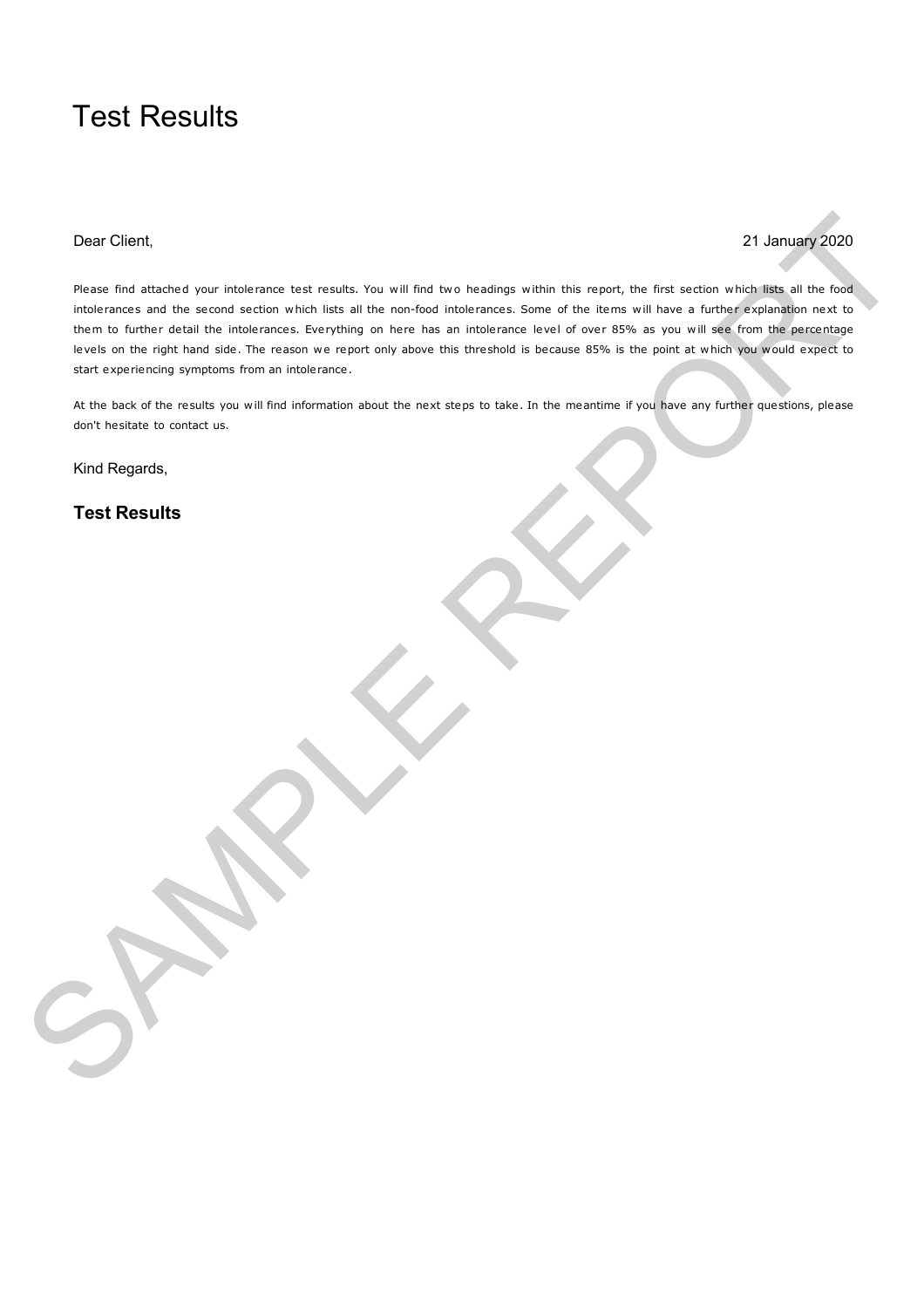# Test Results

Dear Client,

21 January 2020

Please find attached your intolerance test results. You will find two headings within this report, the first section which lists all the food intolerances and the second section which lists all the non-food intolerances. Some of the items will have a further explanation next to them to further detail the intolerances. Everything on here has an intolerance level of over 85% as you will see from the percentage levels on the right hand side. The reason we report only above this threshold is because 85% is the point at which you would expect to start experiencing symptoms from an intolerance.

At the back of the results you will find information about the next steps to take. In the meantime if you have any further questions, please don't hesitate to contact us.

Kind Regards,

### Test Results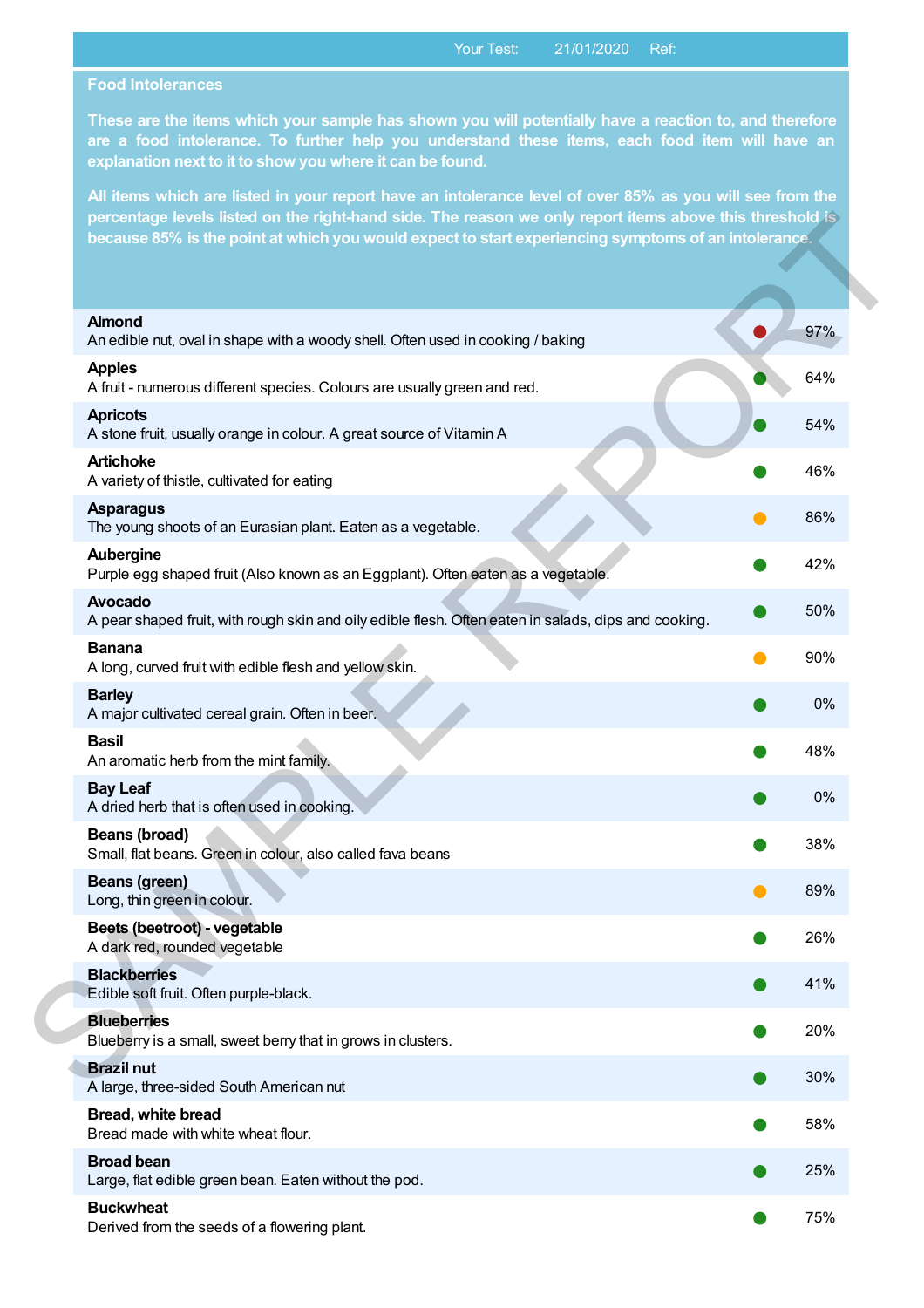Your Test: 21/01/2020 Ref:

## Food Intolerances

**These are the items which your sample has shown you will potentially have a reaction to, and therefore are a food intolerance. To further help you understand these items, each food item will have an explanation next to it to show you where it can be found.**

**All items which are listed in your report have an intolerance level of over 85% as you will see from the percentage levels listed on the right-hand side. The reason we only report items above this threshold is because 85% is the point at which you would expect to start experiencing symptoms of an intolerance.**

| Item | Indicator | Level |
|---|---|---|
| **Almond**<br>An edible nut, oval in shape with a woody shell. Often used in cooking / baking | Red | 97% |
| **Apples**<br>A fruit - numerous different species. Colours are usually green and red. | Green | 64% |
| **Apricots**<br>A stone fruit, usually orange in colour. A great source of Vitamin A | Green | 54% |
| **Artichoke**<br>A variety of thistle, cultivated for eating | Green | 46% |
| **Asparagus**<br>The young shoots of an Eurasian plant. Eaten as a vegetable. | Orange | 86% |
| **Aubergine**<br>Purple egg shaped fruit (Also known as an Eggplant). Often eaten as a vegetable. | Green | 42% |
| **Avocado**<br>A pear shaped fruit, with rough skin and oily edible flesh. Often eaten in salads, dips and cooking. | Green | 50% |
| **Banana**<br>A long, curved fruit with edible flesh and yellow skin. | Orange | 90% |
| **Barley**<br>A major cultivated cereal grain. Often in beer. | Green | 0% |
| **Basil**<br>An aromatic herb from the mint family. | Green | 48% |
| **Bay Leaf**<br>A dried herb that is often used in cooking. | Green | 0% |
| **Beans (broad)**<br>Small, flat beans. Green in colour, also called fava beans | Green | 38% |
| **Beans (green)**<br>Long, thin green in colour. | Orange | 89% |
| **Beets (beetroot) - vegetable**<br>A dark red, rounded vegetable | Green | 26% |
| **Blackberries**<br>Edible soft fruit. Often purple-black. | Green | 41% |
| **Blueberries**<br>Blueberry is a small, sweet berry that in grows in clusters. | Green | 20% |
| **Brazil nut**<br>A large, three-sided South American nut | Green | 30% |
| **Bread, white bread**<br>Bread made with white wheat flour. | Green | 58% |
| **Broad bean**<br>Large, flat edible green bean. Eaten without the pod. | Green | 25% |
| **Buckwheat**<br>Derived from the seeds of a flowering plant. | Green | 75% |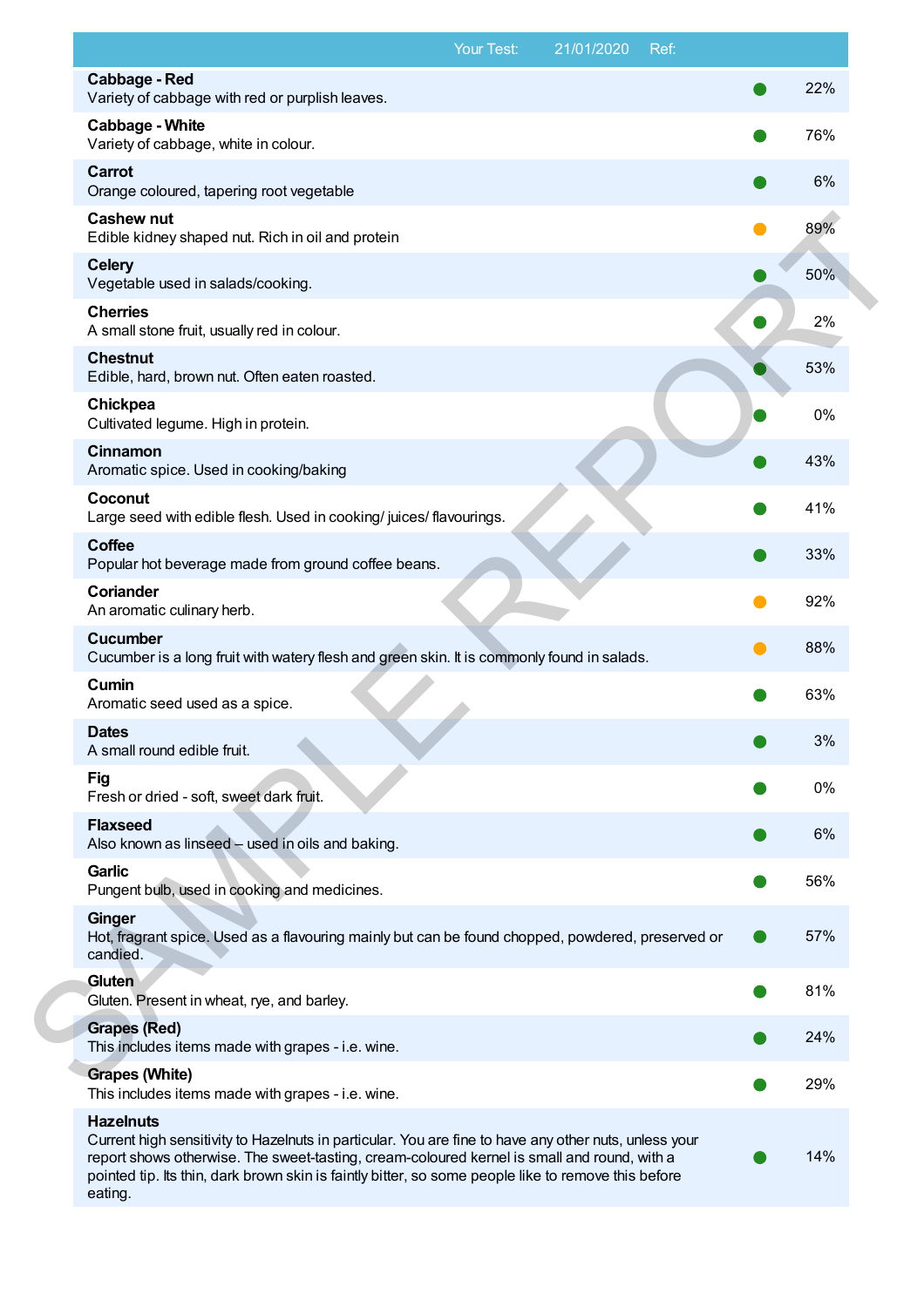| Your Test: 21/01/2020 Ref: | | |
|---|---|---|
| **Cabbage - Red**<br>Variety of cabbage with red or purplish leaves. | ● | 22% |
| **Cabbage - White**<br>Variety of cabbage, white in colour. | ● | 76% |
| **Carrot**<br>Orange coloured, tapering root vegetable | ● | 6% |
| **Cashew nut**<br>Edible kidney shaped nut. Rich in oil and protein | ● | 89% |
| **Celery**<br>Vegetable used in salads/cooking. | ● | 50% |
| **Cherries**<br>A small stone fruit, usually red in colour. | ● | 2% |
| **Chestnut**<br>Edible, hard, brown nut. Often eaten roasted. | ● | 53% |
| **Chickpea**<br>Cultivated legume. High in protein. | ● | 0% |
| **Cinnamon**<br>Aromatic spice. Used in cooking/baking | ● | 43% |
| **Coconut**<br>Large seed with edible flesh. Used in cooking/ juices/ flavourings. | ● | 41% |
| **Coffee**<br>Popular hot beverage made from ground coffee beans. | ● | 33% |
| **Coriander**<br>An aromatic culinary herb. | ● | 92% |
| **Cucumber**<br>Cucumber is a long fruit with watery flesh and green skin. It is commonly found in salads. | ● | 88% |
| **Cumin**<br>Aromatic seed used as a spice. | ● | 63% |
| **Dates**<br>A small round edible fruit. | ● | 3% |
| **Fig**<br>Fresh or dried - soft, sweet dark fruit. | ● | 0% |
| **Flaxseed**<br>Also known as linseed – used in oils and baking. | ● | 6% |
| **Garlic**<br>Pungent bulb, used in cooking and medicines. | ● | 56% |
| **Ginger**<br>Hot, fragrant spice. Used as a flavouring mainly but can be found chopped, powdered, preserved or candied. | ● | 57% |
| **Gluten**<br>Gluten. Present in wheat, rye, and barley. | ● | 81% |
| **Grapes (Red)**<br>This includes items made with grapes - i.e. wine. | ● | 24% |
| **Grapes (White)**<br>This includes items made with grapes - i.e. wine. | ● | 29% |
| **Hazelnuts**<br>Current high sensitivity to Hazelnuts in particular. You are fine to have any other nuts, unless your report shows otherwise. The sweet-tasting, cream-coloured kernel is small and round, with a pointed tip. Its thin, dark brown skin is faintly bitter, so some people like to remove this before eating. | ● | 14% |

SAMPLE REPORT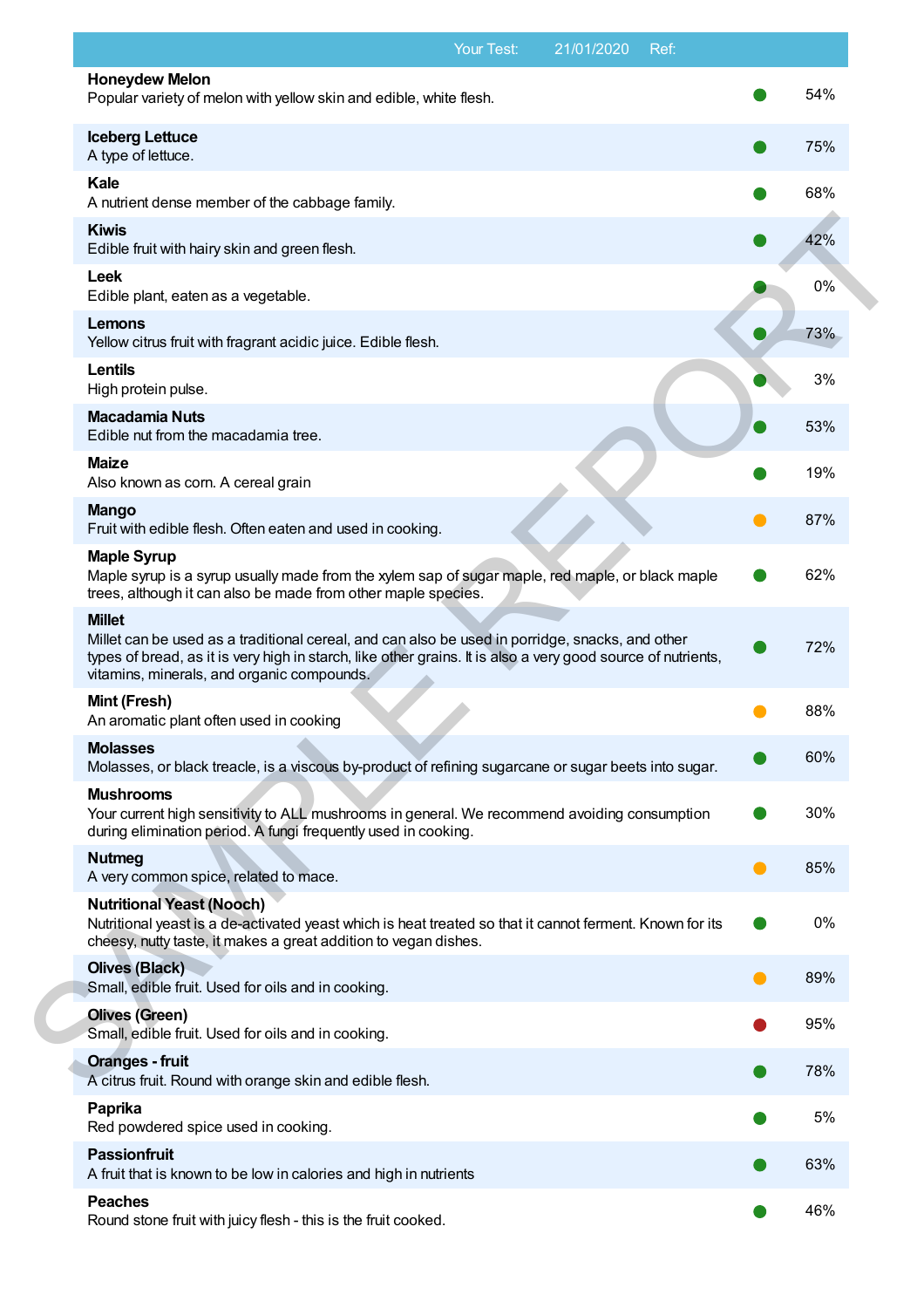Your Test: 21/01/2020 Ref:

| Item | Status | Result |
|---|---|---|
| **Honeydew Melon**<br>Popular variety of melon with yellow skin and edible, white flesh. | Green | 54% |
| **Iceberg Lettuce**<br>A type of lettuce. | Green | 75% |
| **Kale**<br>A nutrient dense member of the cabbage family. | Green | 68% |
| **Kiwis**<br>Edible fruit with hairy skin and green flesh. | Green | 42% |
| **Leek**<br>Edible plant, eaten as a vegetable. | Green | 0% |
| **Lemons**<br>Yellow citrus fruit with fragrant acidic juice. Edible flesh. | Green | 73% |
| **Lentils**<br>High protein pulse. | Green | 3% |
| **Macadamia Nuts**<br>Edible nut from the macadamia tree. | Green | 53% |
| **Maize**<br>Also known as corn. A cereal grain | Green | 19% |
| **Mango**<br>Fruit with edible flesh. Often eaten and used in cooking. | Orange | 87% |
| **Maple Syrup**<br>Maple syrup is a syrup usually made from the xylem sap of sugar maple, red maple, or black maple trees, although it can also be made from other maple species. | Green | 62% |
| **Millet**<br>Millet can be used as a traditional cereal, and can also be used in porridge, snacks, and other types of bread, as it is very high in starch, like other grains. It is also a very good source of nutrients, vitamins, minerals, and organic compounds. | Green | 72% |
| **Mint (Fresh)**<br>An aromatic plant often used in cooking | Orange | 88% |
| **Molasses**<br>Molasses, or black treacle, is a viscous by-product of refining sugarcane or sugar beets into sugar. | Green | 60% |
| **Mushrooms**<br>Your current high sensitivity to ALL mushrooms in general. We recommend avoiding consumption during elimination period. A fungi frequently used in cooking. | Green | 30% |
| **Nutmeg**<br>A very common spice, related to mace. | Orange | 85% |
| **Nutritional Yeast (Nooch)**<br>Nutritional yeast is a de-activated yeast which is heat treated so that it cannot ferment. Known for its cheesy, nutty taste, it makes a great addition to vegan dishes. | Green | 0% |
| **Olives (Black)**<br>Small, edible fruit. Used for oils and in cooking. | Orange | 89% |
| **Olives (Green)**<br>Small, edible fruit. Used for oils and in cooking. | Red | 95% |
| **Oranges - fruit**<br>A citrus fruit. Round with orange skin and edible flesh. | Green | 78% |
| **Paprika**<br>Red powdered spice used in cooking. | Green | 5% |
| **Passionfruit**<br>A fruit that is known to be low in calories and high in nutrients | Green | 63% |
| **Peaches**<br>Round stone fruit with juicy flesh - this is the fruit cooked. | Green | 46% |

SAMPLE REPORT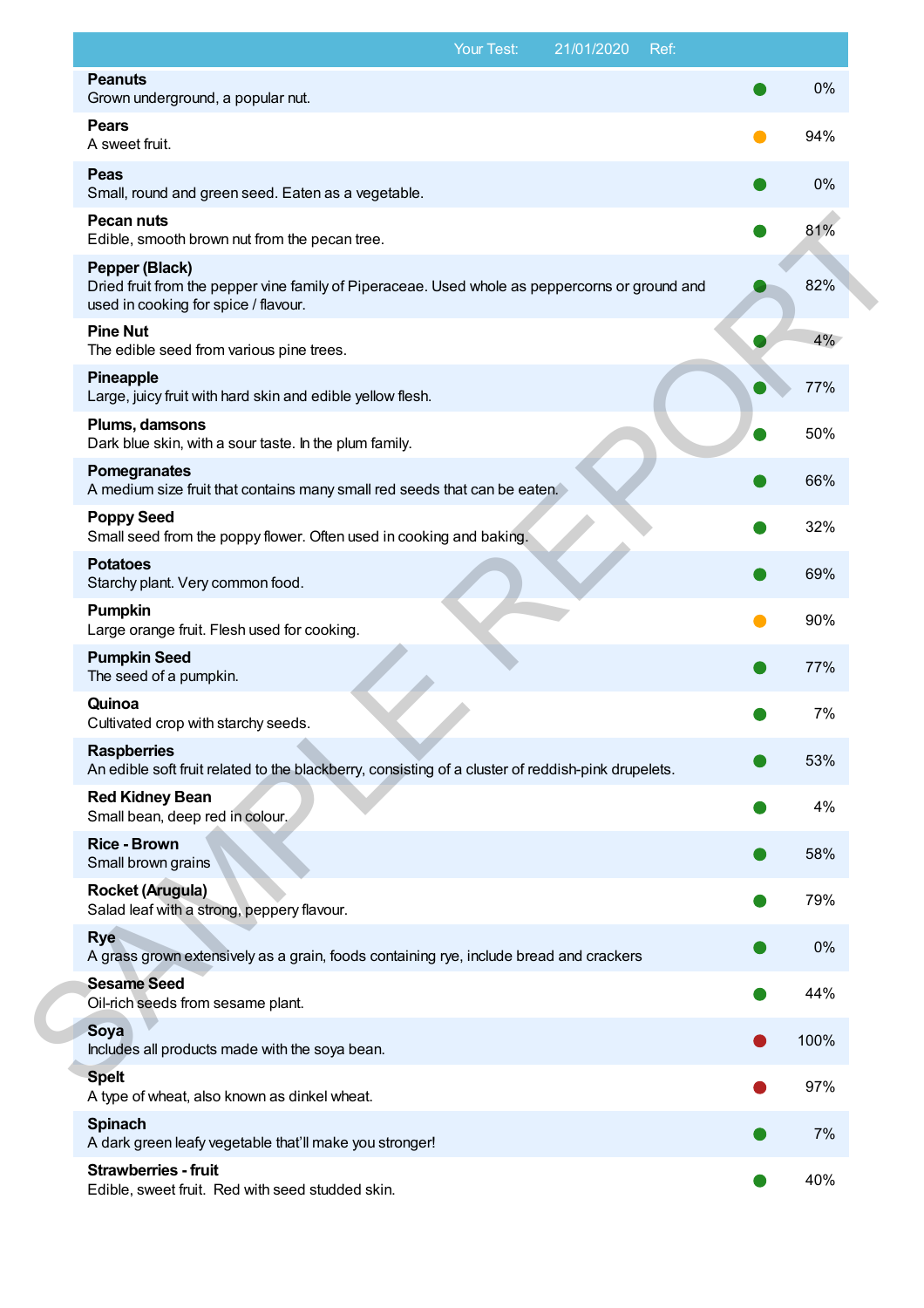| Your Test: 21/01/2020 Ref: | | |
|---|---|---|
| **Peanuts**<br>Grown underground, a popular nut. | ● | 0% |
| **Pears**<br>A sweet fruit. | ● | 94% |
| **Peas**<br>Small, round and green seed. Eaten as a vegetable. | ● | 0% |
| **Pecan nuts**<br>Edible, smooth brown nut from the pecan tree. | ● | 81% |
| **Pepper (Black)**<br>Dried fruit from the pepper vine family of Piperaceae. Used whole as peppercorns or ground and used in cooking for spice / flavour. | ● | 82% |
| **Pine Nut**<br>The edible seed from various pine trees. | ● | 4% |
| **Pineapple**<br>Large, juicy fruit with hard skin and edible yellow flesh. | ● | 77% |
| **Plums, damsons**<br>Dark blue skin, with a sour taste. In the plum family. | ● | 50% |
| **Pomegranates**<br>A medium size fruit that contains many small red seeds that can be eaten. | ● | 66% |
| **Poppy Seed**<br>Small seed from the poppy flower. Often used in cooking and baking. | ● | 32% |
| **Potatoes**<br>Starchy plant. Very common food. | ● | 69% |
| **Pumpkin**<br>Large orange fruit. Flesh used for cooking. | ● | 90% |
| **Pumpkin Seed**<br>The seed of a pumpkin. | ● | 77% |
| **Quinoa**<br>Cultivated crop with starchy seeds. | ● | 7% |
| **Raspberries**<br>An edible soft fruit related to the blackberry, consisting of a cluster of reddish-pink drupelets. | ● | 53% |
| **Red Kidney Bean**<br>Small bean, deep red in colour. | ● | 4% |
| **Rice - Brown**<br>Small brown grains | ● | 58% |
| **Rocket (Arugula)**<br>Salad leaf with a strong, peppery flavour. | ● | 79% |
| **Rye**<br>A grass grown extensively as a grain, foods containing rye, include bread and crackers | ● | 0% |
| **Sesame Seed**<br>Oil-rich seeds from sesame plant. | ● | 44% |
| **Soya**<br>Includes all products made with the soya bean. | ● | 100% |
| **Spelt**<br>A type of wheat, also known as dinkel wheat. | ● | 97% |
| **Spinach**<br>A dark green leafy vegetable that'll make you stronger! | ● | 7% |
| **Strawberries - fruit**<br>Edible, sweet fruit. Red with seed studded skin. | ● | 40% |

SAMPLE REPORT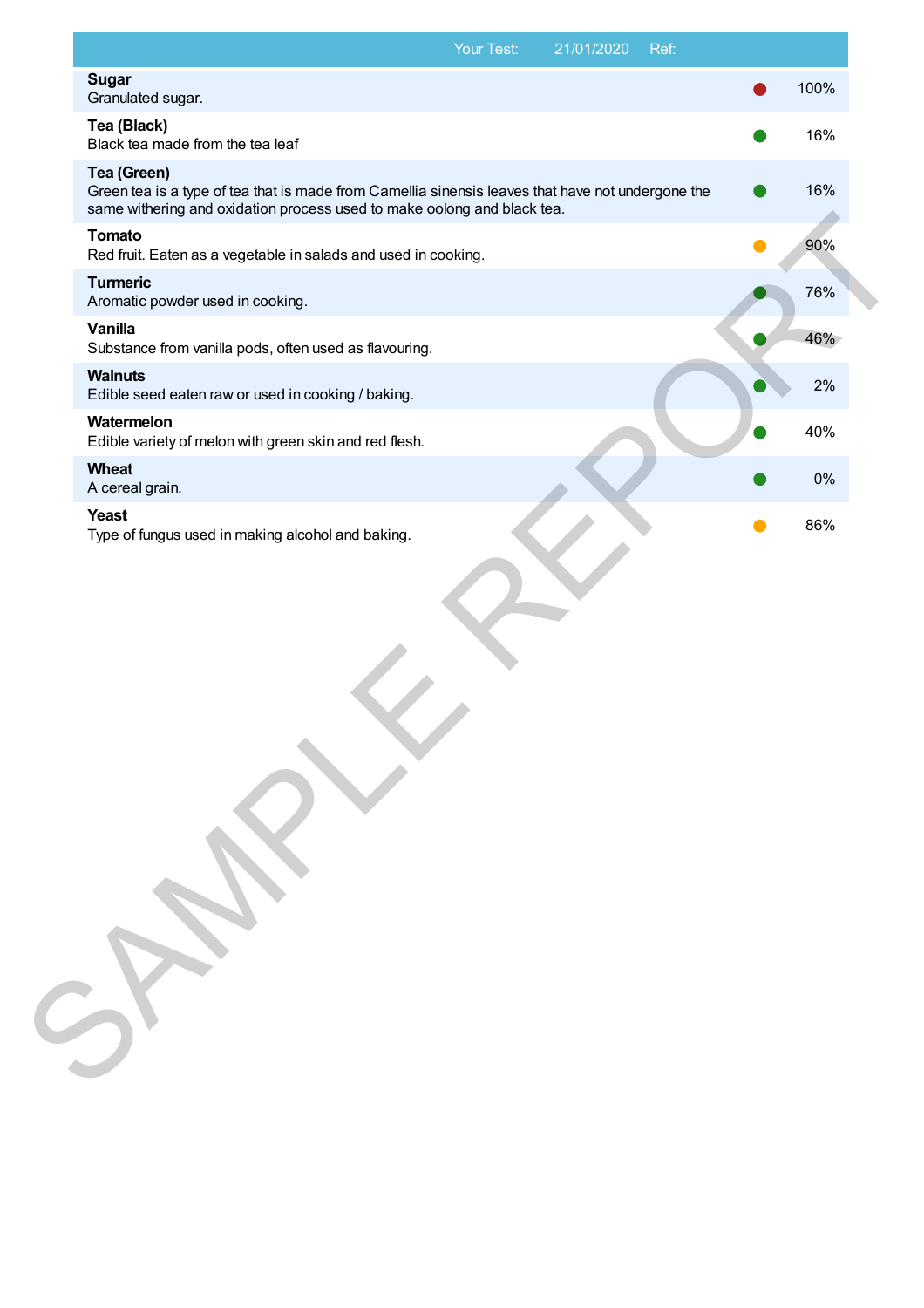| Your Test: 21/01/2020 Ref: | | |
|---|---|---|
| **Sugar**<br>Granulated sugar. | 🔴 | 100% |
| **Tea (Black)**<br>Black tea made from the tea leaf | 🟢 | 16% |
| **Tea (Green)**<br>Green tea is a type of tea that is made from Camellia sinensis leaves that have not undergone the same withering and oxidation process used to make oolong and black tea. | 🟢 | 16% |
| **Tomato**<br>Red fruit. Eaten as a vegetable in salads and used in cooking. | 🟠 | 90% |
| **Turmeric**<br>Aromatic powder used in cooking. | 🟢 | 76% |
| **Vanilla**<br>Substance from vanilla pods, often used as flavouring. | 🟢 | 46% |
| **Walnuts**<br>Edible seed eaten raw or used in cooking / baking. | 🟢 | 2% |
| **Watermelon**<br>Edible variety of melon with green skin and red flesh. | 🟢 | 40% |
| **Wheat**<br>A cereal grain. | 🟢 | 0% |
| **Yeast**<br>Type of fungus used in making alcohol and baking. | 🟠 | 86% |

SAMPLE REPORT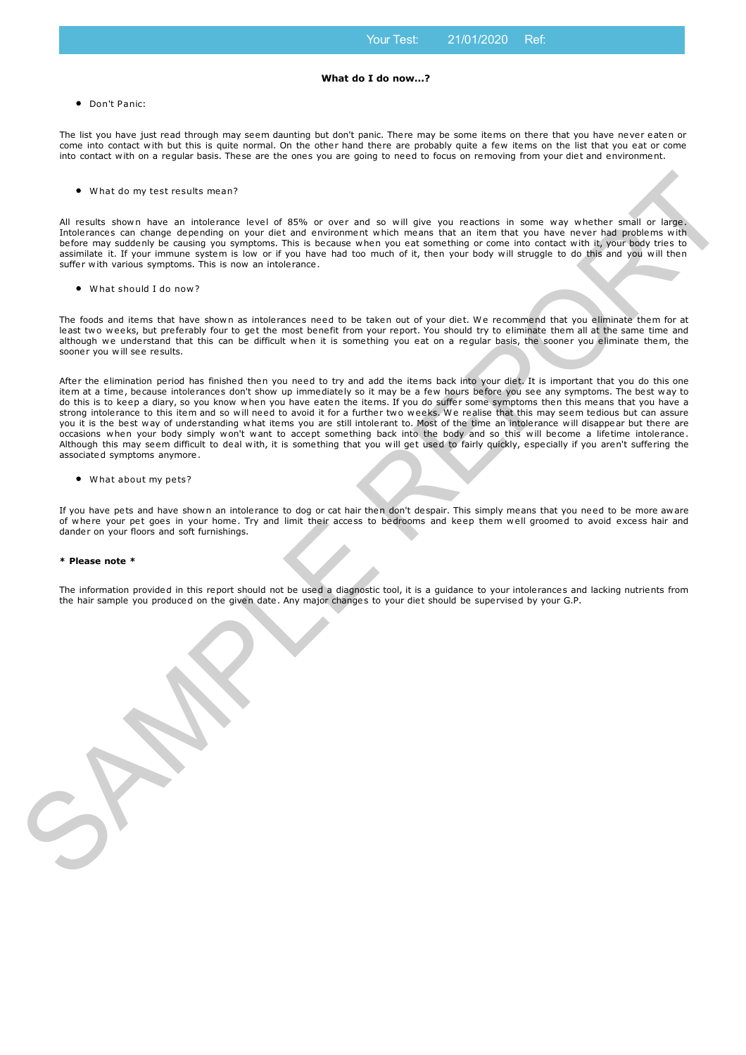**What do I do now...?**

- Don't Panic:

The list you have just read through may seem daunting but don't panic. There may be some items on there that you have never eaten or come into contact with but this is quite normal. On the other hand there are probably quite a few items on the list that you eat or come into contact with on a regular basis. These are the ones you are going to need to focus on removing from your diet and environment.

- What do my test results mean?

All results shown have an intolerance level of 85% or over and so will give you reactions in some way whether small or large. Intolerances can change depending on your diet and environment which means that an item that you have never had problems with before may suddenly be causing you symptoms. This is because when you eat something or come into contact with it, your body tries to assimilate it. If your immune system is low or if you have had too much of it, then your body will struggle to do this and you will then suffer with various symptoms. This is now an intolerance.

- What should I do now?

The foods and items that have shown as intolerances need to be taken out of your diet. We recommend that you eliminate them for at least two weeks, but preferably four to get the most benefit from your report. You should try to eliminate them all at the same time and although we understand that this can be difficult when it is something you eat on a regular basis, the sooner you eliminate them, the sooner you will see results.

After the elimination period has finished then you need to try and add the items back into your diet. It is important that you do this one item at a time, because intolerances don't show up immediately so it may be a few hours before you see any symptoms. The best way to do this is to keep a diary, so you know when you have eaten the items. If you do suffer some symptoms then this means that you have a strong intolerance to this item and so will need to avoid it for a further two weeks. We realise that this may seem tedious but can assure you it is the best way of understanding what items you are still intolerant to. Most of the time an intolerance will disappear but there are occasions when your body simply won't want to accept something back into the body and so this will become a lifetime intolerance. Although this may seem difficult to deal with, it is something that you will get used to fairly quickly, especially if you aren't suffering the associated symptoms anymore.

- What about my pets?

If you have pets and have shown an intolerance to dog or cat hair then don't despair. This simply means that you need to be more aware of where your pet goes in your home. Try and limit their access to bedrooms and keep them well groomed to avoid excess hair and dander on your floors and soft furnishings.

**\* Please note \***

The information provided in this report should not be used a diagnostic tool, it is a guidance to your intolerances and lacking nutrients from the hair sample you produced on the given date. Any major changes to your diet should be supervised by your G.P.